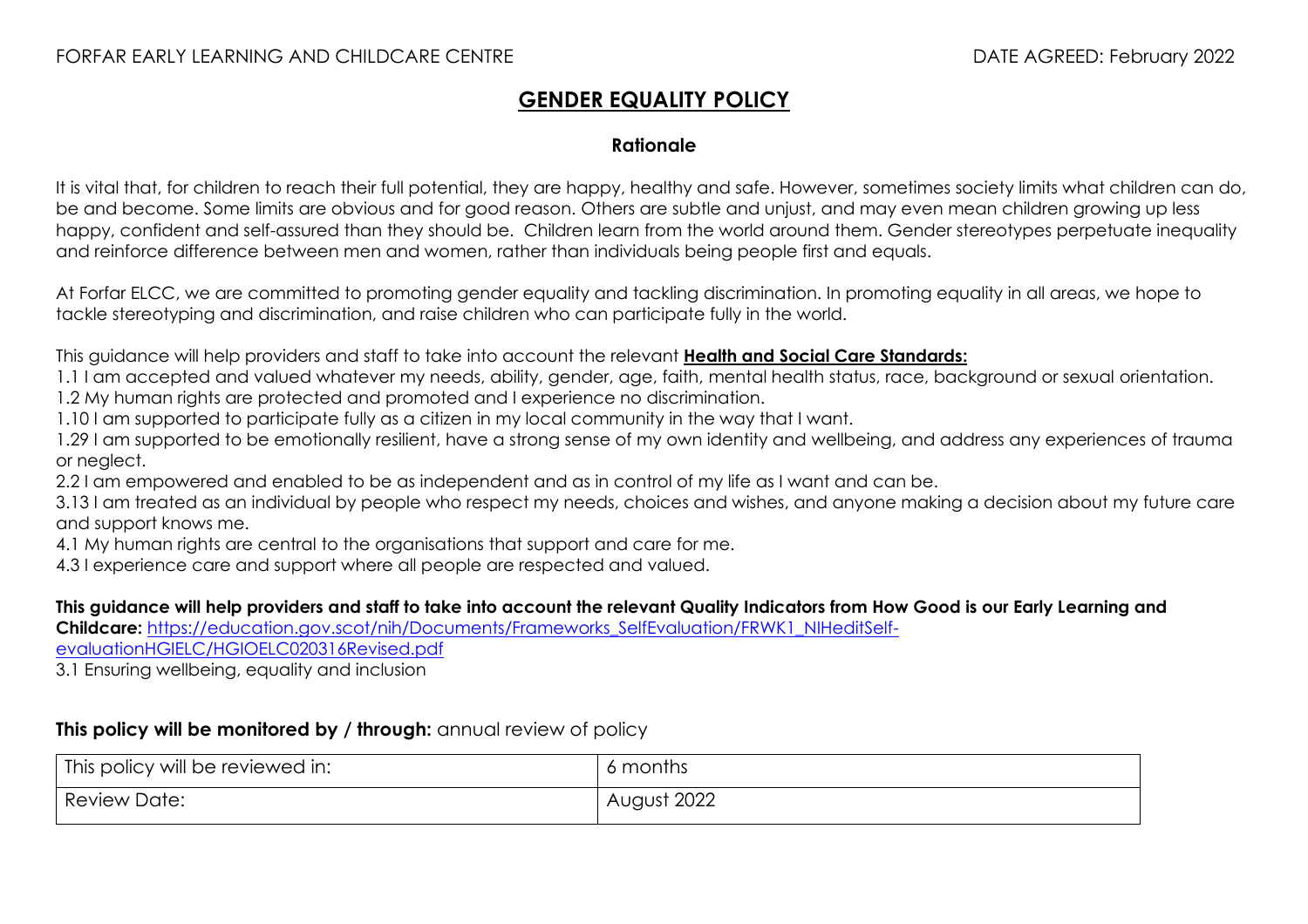FORFAR EARLY LEARNING AND CHILDCARE CENTRE DATE AGREED: February 2022

# GENDER EQUALITY POLICY

## Rationale

It is vital that, for children to reach their full potential, they are happy, healthy and safe. However, sometimes society limits what children can do, be and become. Some limits are obvious and for good reason. Others are subtle and unjust, and may even mean children growing up less happy, confident and self-assured than they should be. Children learn from the world around them. Gender stereotypes perpetuate inequality and reinforce difference between men and women, rather than individuals being people first and equals.

At Forfar ELCC, we are committed to promoting gender equality and tackling discrimination. In promoting equality in all areas, we hope to tackle stereotyping and discrimination, and raise children who can participate fully in the world.

This guidance will help providers and staff to take into account the relevant **Health and Social Care Standards:**

1.1 I am accepted and valued whatever my needs, ability, gender, age, faith, mental health status, race, background or sexual orientation.
1.2 My human rights are protected and promoted and I experience no discrimination.
1.10 I am supported to participate fully as a citizen in my local community in the way that I want.
1.29 I am supported to be emotionally resilient, have a strong sense of my own identity and wellbeing, and address any experiences of trauma or neglect.
2.2 I am empowered and enabled to be as independent and as in control of my life as I want and can be.
3.13 I am treated as an individual by people who respect my needs, choices and wishes, and anyone making a decision about my future care and support knows me.
4.1 My human rights are central to the organisations that support and care for me.
4.3 I experience care and support where all people are respected and valued.

**This guidance will help providers and staff to take into account the relevant Quality Indicators from How Good is our Early Learning and Childcare:** https://education.gov.scot/nih/Documents/Frameworks_SelfEvaluation/FRWK1_NIHeditSelf-evaluationHGIELC/HGIOELC020316Revised.pdf
3.1 Ensuring wellbeing, equality and inclusion

**This policy will be monitored by / through:** annual review of policy

| | |
|---|---|
| This policy will be reviewed in: | 6 months |
| Review Date: | August 2022 |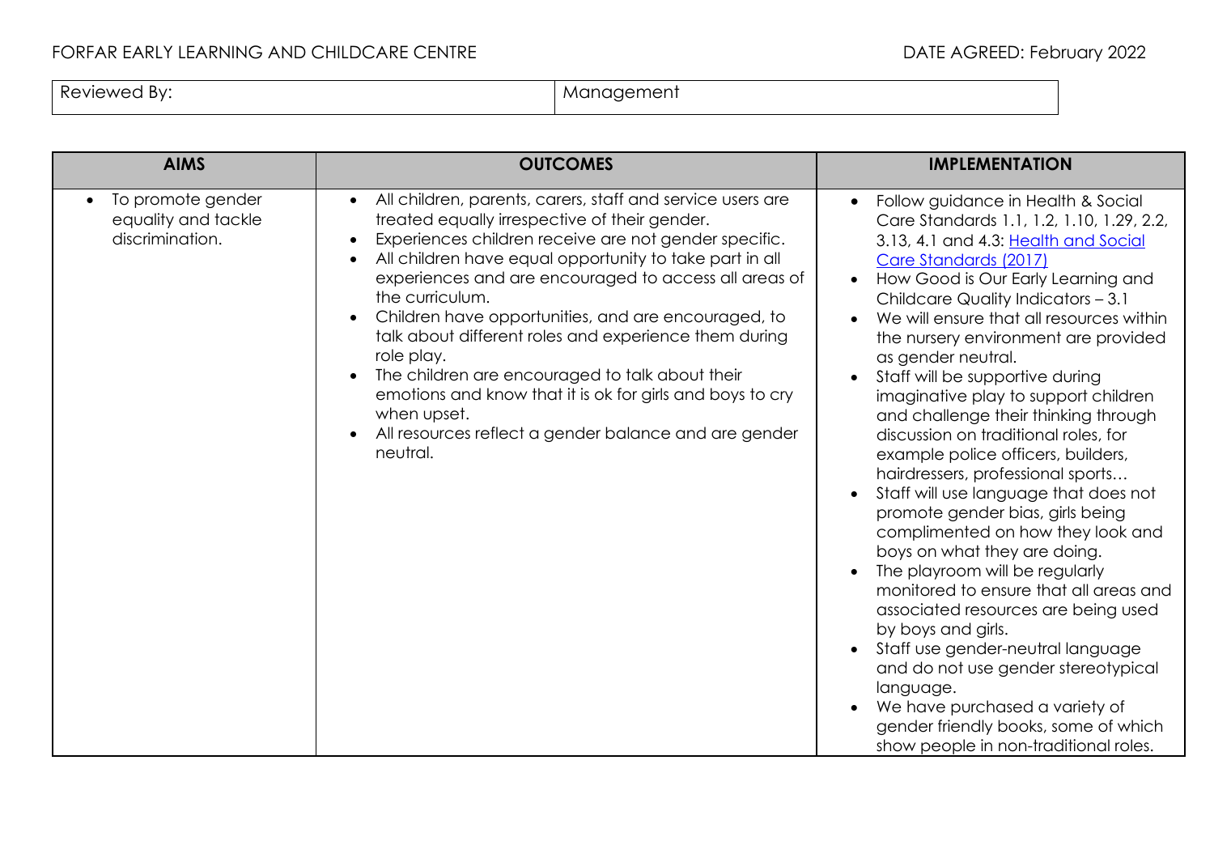FORFAR EARLY LEARNING AND CHILDCARE CENTRE

DATE AGREED: February 2022

| | |
|---|---|
| Reviewed By: | Management |

| AIMS | OUTCOMES | IMPLEMENTATION |
|---|---|---|
| • To promote gender equality and tackle discrimination. | • All children, parents, carers, staff and service users are treated equally irrespective of their gender.<br>• Experiences children receive are not gender specific.<br>• All children have equal opportunity to take part in all experiences and are encouraged to access all areas of the curriculum.<br>• Children have opportunities, and are encouraged, to talk about different roles and experience them during role play.<br>• The children are encouraged to talk about their emotions and know that it is ok for girls and boys to cry when upset.<br>• All resources reflect a gender balance and are gender neutral. | • Follow guidance in Health & Social Care Standards 1.1, 1.2, 1.10, 1.29, 2.2, 3.13, 4.1 and 4.3: Health and Social Care Standards (2017)<br>• How Good is Our Early Learning and Childcare Quality Indicators – 3.1<br>• We will ensure that all resources within the nursery environment are provided as gender neutral.<br>• Staff will be supportive during imaginative play to support children and challenge their thinking through discussion on traditional roles, for example police officers, builders, hairdressers, professional sports…<br>• Staff will use language that does not promote gender bias, girls being complimented on how they look and boys on what they are doing.<br>• The playroom will be regularly monitored to ensure that all areas and associated resources are being used by boys and girls.<br>• Staff use gender-neutral language and do not use gender stereotypical language.<br>• We have purchased a variety of gender friendly books, some of which show people in non-traditional roles. |